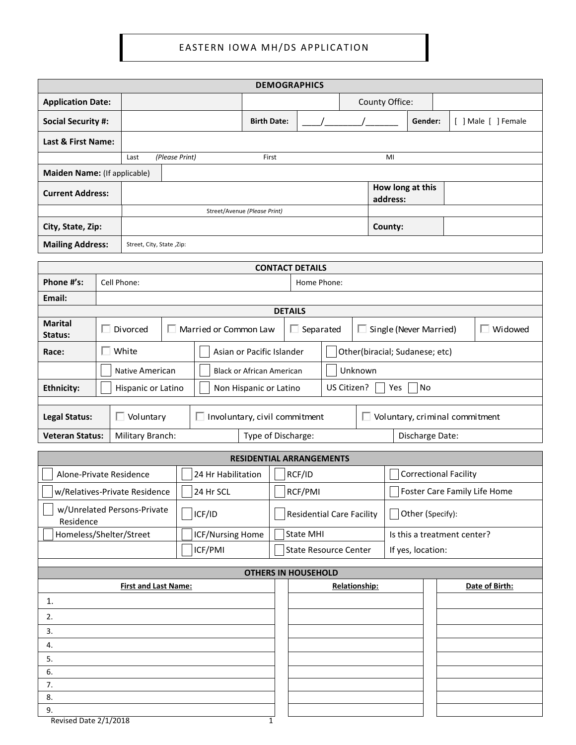# EASTERN IOWA MH/DS APPLICATION

| DEMOGRAPHICS | | | | | |
|---|---|---|---|---|---|
| **Application Date:** | | | County Office: | | |
| **Social Security #:** | | **Birth Date:** | ____/________/_______ | **Gender:** | [ ] Male [ ] Female |
| **Last & First Name:** | | | | | |
| | Last *(Please Print)* | First | MI | | |
| **Maiden Name:** (If applicable) | | | | | |
| **Current Address:** | | | **How long at this address:** | | |
| | Street/Avenue *(Please Print)* | | | | |
| **City, State, Zip:** | | | **County:** | | |
| **Mailing Address:** | Street, City, State ,Zip: | | | | |

| CONTACT DETAILS | | | | | |
|---|---|---|---|---|---|
| **Phone #'s:** | Cell Phone: | | Home Phone: | | |
| **Email:** | | | | | |
| **DETAILS** | | | | | |
| **Marital Status:** | ☐ Divorced | ☐ Married or Common Law | ☐ Separated | ☐ Single (Never Married) | ☐ Widowed |
| **Race:** | ☐ White | ☐ Asian or Pacific Islander | ☐ Other(biracial; Sudanese; etc) | | |
| | ☐ Native American | ☐ Black or African American | ☐ Unknown | | |
| **Ethnicity:** | ☐ Hispanic or Latino | ☐ Non Hispanic or Latino | US Citizen? ☐ Yes ☐ No | | |

| | | | |
|---|---|---|---|
| **Legal Status:** | ☐ Voluntary | ☐ Involuntary, civil commitment | ☐ Voluntary, criminal commitment |
| **Veteran Status:** | Military Branch: | Type of Discharge: | Discharge Date: |

| RESIDENTIAL ARRANGEMENTS | | | |
|---|---|---|---|
| ☐ Alone-Private Residence | ☐ 24 Hr Habilitation | ☐ RCF/ID | ☐ Correctional Facility |
| ☐ w/Relatives-Private Residence | ☐ 24 Hr SCL | ☐ RCF/PMI | ☐ Foster Care Family Life Home |
| ☐ w/Unrelated Persons-Private Residence | ☐ ICF/ID | ☐ Residential Care Facility | ☐ Other (Specify): |
| ☐ Homeless/Shelter/Street | ☐ ICF/Nursing Home | ☐ State MHI | Is this a treatment center? |
| | ☐ ICF/PMI | ☐ State Resource Center | If yes, location: |

| OTHERS IN HOUSEHOLD | | |
|---|---|---|
| **First and Last Name:** | **Relationship:** | **Date of Birth:** |
| 1. | | |
| 2. | | |
| 3. | | |
| 4. | | |
| 5. | | |
| 6. | | |
| 7. | | |
| 8. | | |
| 9. | | |

Revised Date 2/1/2018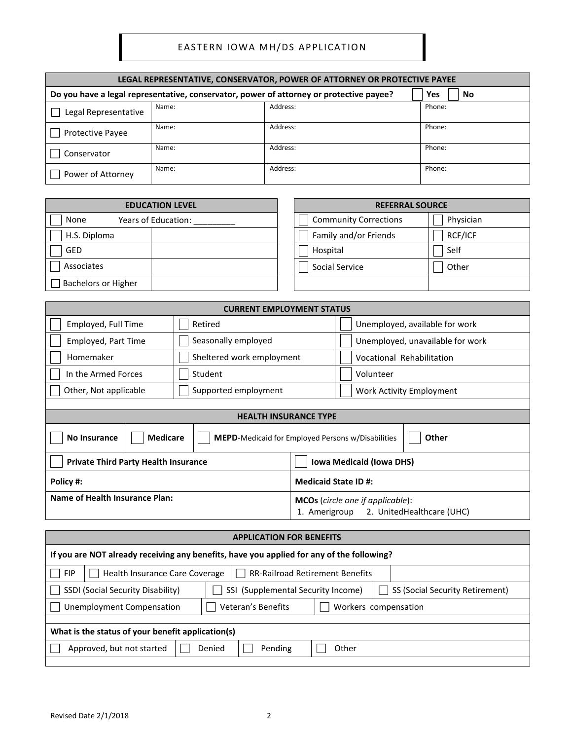# EASTERN IOWA MH/DS APPLICATION

| LEGAL REPRESENTATIVE, CONSERVATOR, POWER OF ATTORNEY OR PROTECTIVE PAYEE | | | |
|---|---|---|---|
| Do you have a legal representative, conservator, power of attorney or protective payee? | | | ☐ Yes ☐ No |
| ☐ Legal Representative | Name: | Address: | Phone: |
| ☐ Protective Payee | Name: | Address: | Phone: |
| ☐ Conservator | Name: | Address: | Phone: |
| ☐ Power of Attorney | Name: | Address: | Phone: |

| EDUCATION LEVEL | |
|---|---|
| ☐ None | Years of Education: _________ |
| ☐ H.S. Diploma | |
| ☐ GED | |
| ☐ Associates | |
| ☐ Bachelors or Higher | |

| REFERRAL SOURCE | |
|---|---|
| ☐ Community Corrections | ☐ Physician |
| ☐ Family and/or Friends | ☐ RCF/ICF |
| ☐ Hospital | ☐ Self |
| ☐ Social Service | ☐ Other |
| | |

| CURRENT EMPLOYMENT STATUS | | |
|---|---|---|
| ☐ Employed, Full Time | ☐ Retired | ☐ Unemployed, available for work |
| ☐ Employed, Part Time | ☐ Seasonally employed | ☐ Unemployed, unavailable for work |
| ☐ Homemaker | ☐ Sheltered work employment | ☐ Vocational Rehabilitation |
| ☐ In the Armed Forces | ☐ Student | ☐ Volunteer |
| ☐ Other, Not applicable | ☐ Supported employment | ☐ Work Activity Employment |

| HEALTH INSURANCE TYPE | | | |
|---|---|---|---|
| ☐ **No Insurance** | ☐ **Medicare** | ☐ **MEPD**-Medicaid for Employed Persons w/Disabilities | ☐ **Other** |
| ☐ **Private Third Party Health Insurance** | | ☐ **Iowa Medicaid (Iowa DHS)** | |
| **Policy #:** | | **Medicaid State ID #:** | |
| **Name of Health Insurance Plan:** | | **MCOs** (*circle one if applicable*): 1. Amerigroup 2. UnitedHealthcare (UHC) | |

| APPLICATION FOR BENEFITS | | | |
|---|---|---|---|
| If you are NOT already receiving any benefits, have you applied for any of the following? | | | |
| ☐ FIP | ☐ Health Insurance Care Coverage | ☐ RR-Railroad Retirement Benefits | |
| ☐ SSDI (Social Security Disability) | ☐ SSI (Supplemental Security Income) | ☐ SS (Social Security Retirement) | |
| ☐ Unemployment Compensation | ☐ Veteran's Benefits | ☐ Workers compensation | |
| **What is the status of your benefit application(s)** | | | |
| ☐ Approved, but not started | ☐ Denied | ☐ Pending | ☐ Other |

Revised Date 2/1/2018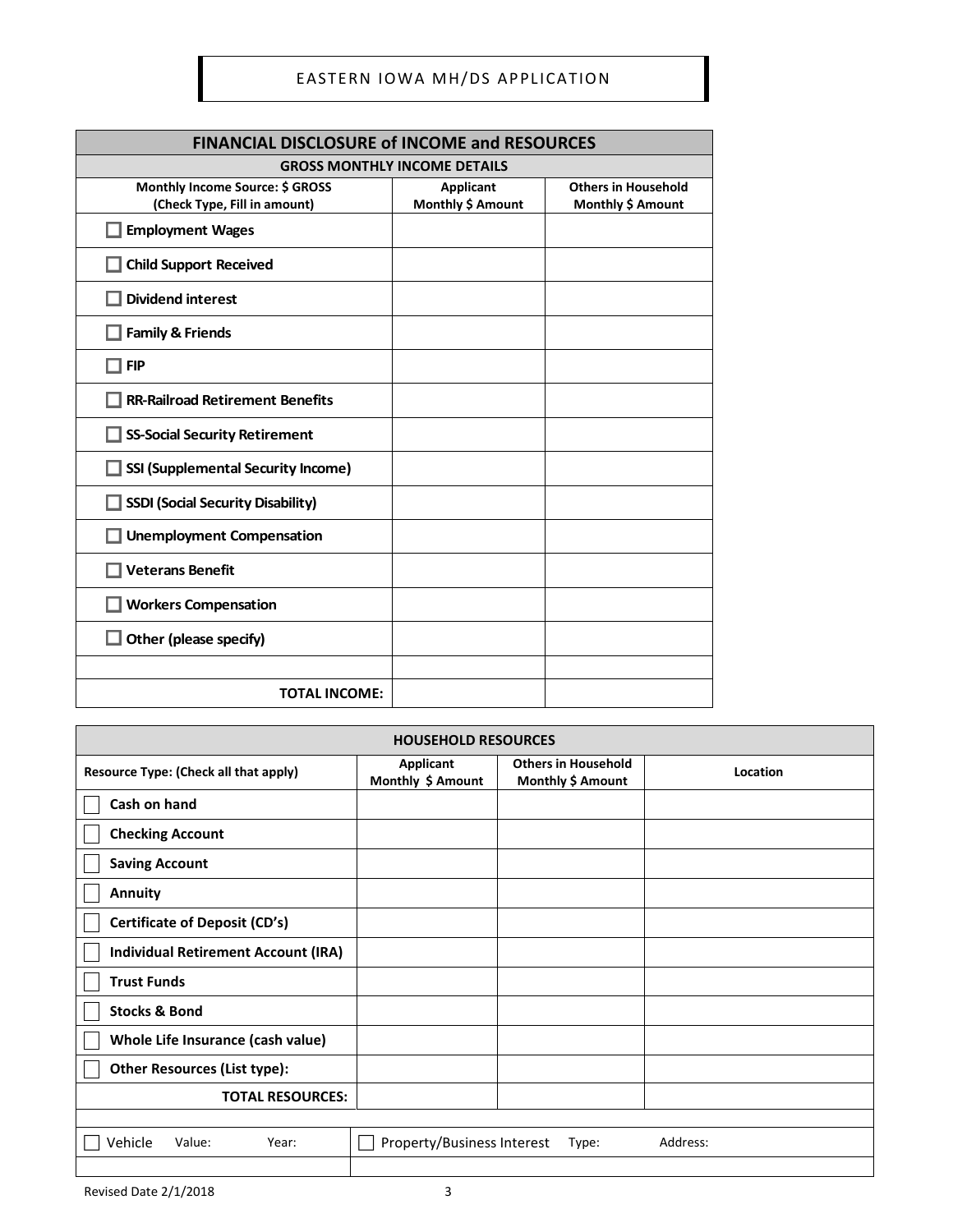EASTERN IOWA MH/DS APPLICATION

| **FINANCIAL DISCLOSURE of INCOME and RESOURCES** | | |
|---|---|---|
| **GROSS MONTHLY INCOME DETAILS** | | |
| **Monthly Income Source: $ GROSS (Check Type, Fill in amount)** | **Applicant Monthly $ Amount** | **Others in Household Monthly $ Amount** |
| ☐ **Employment Wages** | | |
| ☐ **Child Support Received** | | |
| ☐ **Dividend interest** | | |
| ☐ **Family & Friends** | | |
| ☐ **FIP** | | |
| ☐ **RR-Railroad Retirement Benefits** | | |
| ☐ **SS-Social Security Retirement** | | |
| ☐ **SSI (Supplemental Security Income)** | | |
| ☐ **SSDI (Social Security Disability)** | | |
| ☐ **Unemployment Compensation** | | |
| ☐ **Veterans Benefit** | | |
| ☐ **Workers Compensation** | | |
| ☐ **Other (please specify)** | | |
| | | |
| **TOTAL INCOME:** | | |

| **HOUSEHOLD RESOURCES** | | | |
|---|---|---|---|
| **Resource Type: (Check all that apply)** | **Applicant Monthly $ Amount** | **Others in Household Monthly $ Amount** | **Location** |
| ☐ **Cash on hand** | | | |
| ☐ **Checking Account** | | | |
| ☐ **Saving Account** | | | |
| ☐ **Annuity** | | | |
| ☐ **Certificate of Deposit (CD's)** | | | |
| ☐ **Individual Retirement Account (IRA)** | | | |
| ☐ **Trust Funds** | | | |
| ☐ **Stocks & Bond** | | | |
| ☐ **Whole Life Insurance (cash value)** | | | |
| ☐ **Other Resources (List type):** | | | |
| **TOTAL RESOURCES:** | | | |

| | |
|---|---|
| ☐ Vehicle Value: Year: | ☐ Property/Business Interest Type: Address: |
| | |

Revised Date 2/1/2018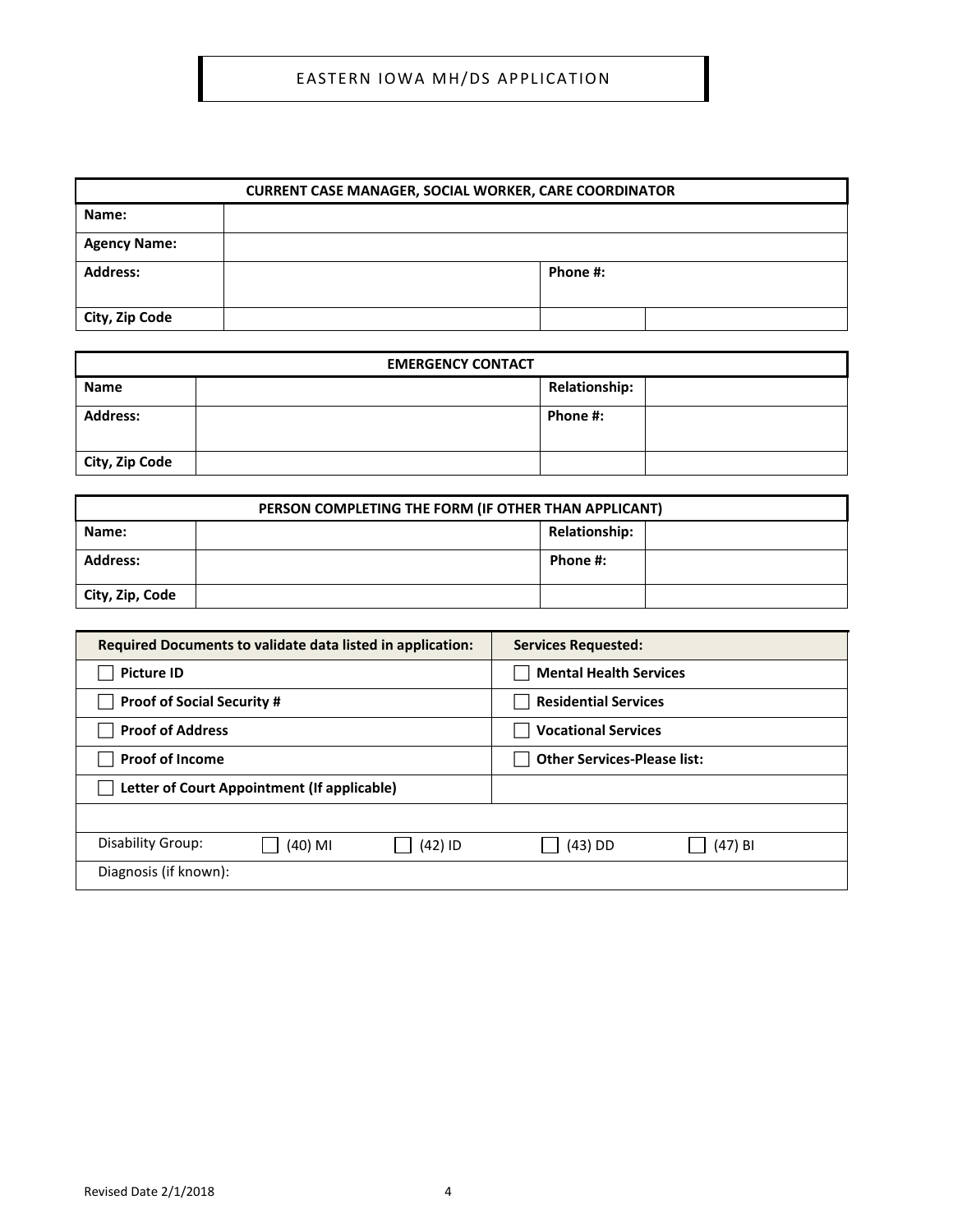# EASTERN IOWA MH/DS APPLICATION

| CURRENT CASE MANAGER, SOCIAL WORKER, CARE COORDINATOR | | | |
|---|---|---|---|
| **Name:** | | | |
| **Agency Name:** | | | |
| **Address:** | | **Phone #:** | |
| **City, Zip Code** | | | |

| EMERGENCY CONTACT | | | |
|---|---|---|---|
| **Name** | | **Relationship:** | |
| **Address:** | | **Phone #:** | |
| **City, Zip Code** | | | |

| PERSON COMPLETING THE FORM (IF OTHER THAN APPLICANT) | | | |
|---|---|---|---|
| **Name:** | | **Relationship:** | |
| **Address:** | | **Phone #:** | |
| **City, Zip, Code** | | | |

| Required Documents to validate data listed in application: | Services Requested: |
|---|---|
| ☐ **Picture ID** | ☐ **Mental Health Services** |
| ☐ **Proof of Social Security #** | ☐ **Residential Services** |
| ☐ **Proof of Address** | ☐ **Vocational Services** |
| ☐ **Proof of Income** | ☐ **Other Services-Please list:** |
| ☐ **Letter of Court Appointment (If applicable)** | |
| | |

| Disability Group: | ☐ (40) MI | ☐ (42) ID | ☐ (43) DD | ☐ (47) BI |
|---|---|---|---|---|
| Diagnosis (if known): | | | | |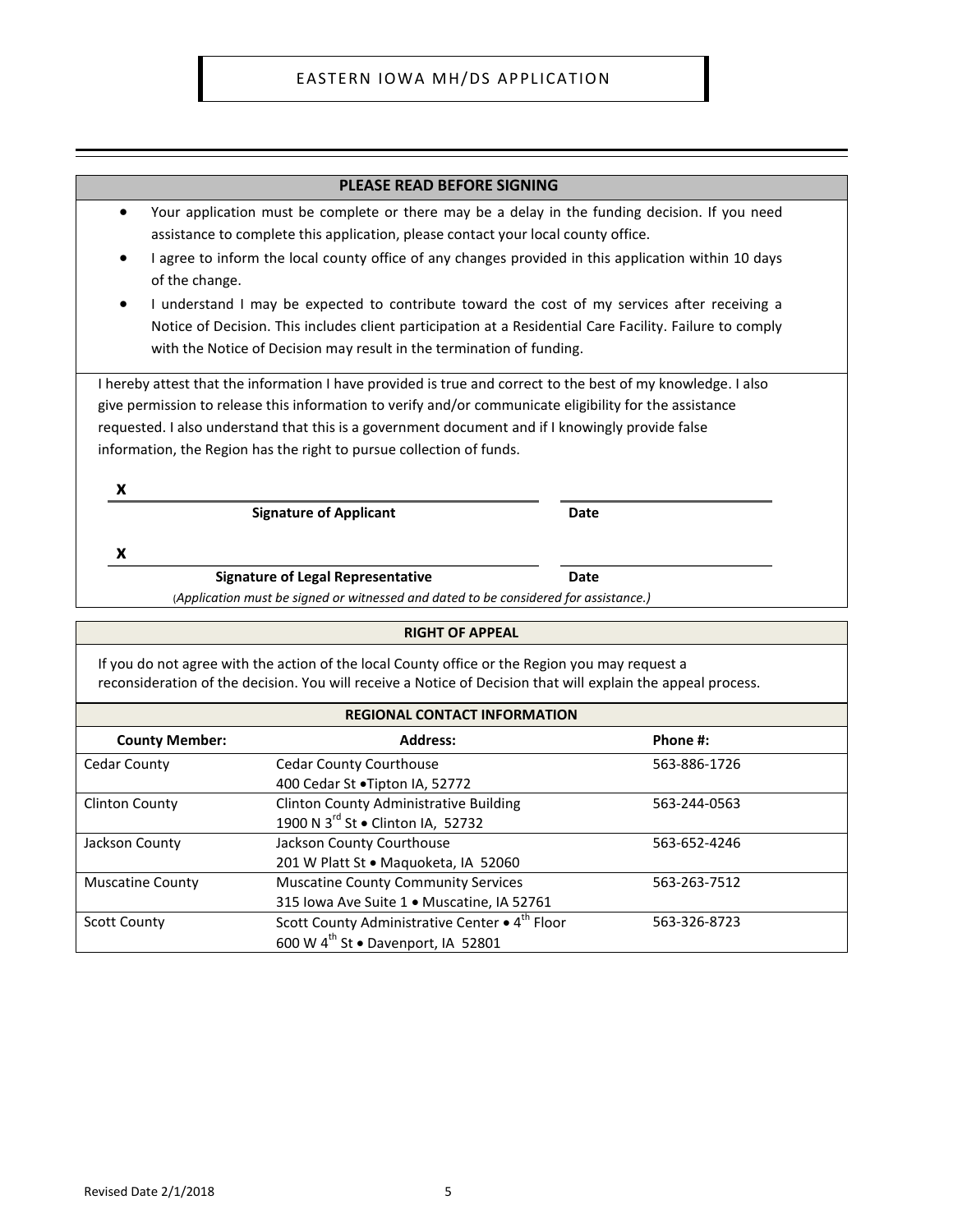EASTERN IOWA MH/DS APPLICATION

## PLEASE READ BEFORE SIGNING

- Your application must be complete or there may be a delay in the funding decision. If you need assistance to complete this application, please contact your local county office.
- I agree to inform the local county office of any changes provided in this application within 10 days of the change.
- I understand I may be expected to contribute toward the cost of my services after receiving a Notice of Decision. This includes client participation at a Residential Care Facility. Failure to comply with the Notice of Decision may result in the termination of funding.

I hereby attest that the information I have provided is true and correct to the best of my knowledge. I also give permission to release this information to verify and/or communicate eligibility for the assistance requested. I also understand that this is a government document and if I knowingly provide false information, the Region has the right to pursue collection of funds.

**X** ______________________________ ______________

**Signature of Applicant** **Date**

**X** ______________________________ ______________

**Signature of Legal Representative** **Date**

*(Application must be signed or witnessed and dated to be considered for assistance.)*

## RIGHT OF APPEAL

If you do not agree with the action of the local County office or the Region you may request a reconsideration of the decision. You will receive a Notice of Decision that will explain the appeal process.

## REGIONAL CONTACT INFORMATION

| County Member: | Address: | Phone #: |
|---|---|---|
| Cedar County | Cedar County Courthouse<br>400 Cedar St • Tipton IA, 52772 | 563-886-1726 |
| Clinton County | Clinton County Administrative Building<br>1900 N 3rd St • Clinton IA, 52732 | 563-244-0563 |
| Jackson County | Jackson County Courthouse<br>201 W Platt St • Maquoketa, IA 52060 | 563-652-4246 |
| Muscatine County | Muscatine County Community Services<br>315 Iowa Ave Suite 1 • Muscatine, IA 52761 | 563-263-7512 |
| Scott County | Scott County Administrative Center • 4th Floor<br>600 W 4th St • Davenport, IA 52801 | 563-326-8723 |

Revised Date 2/1/2018